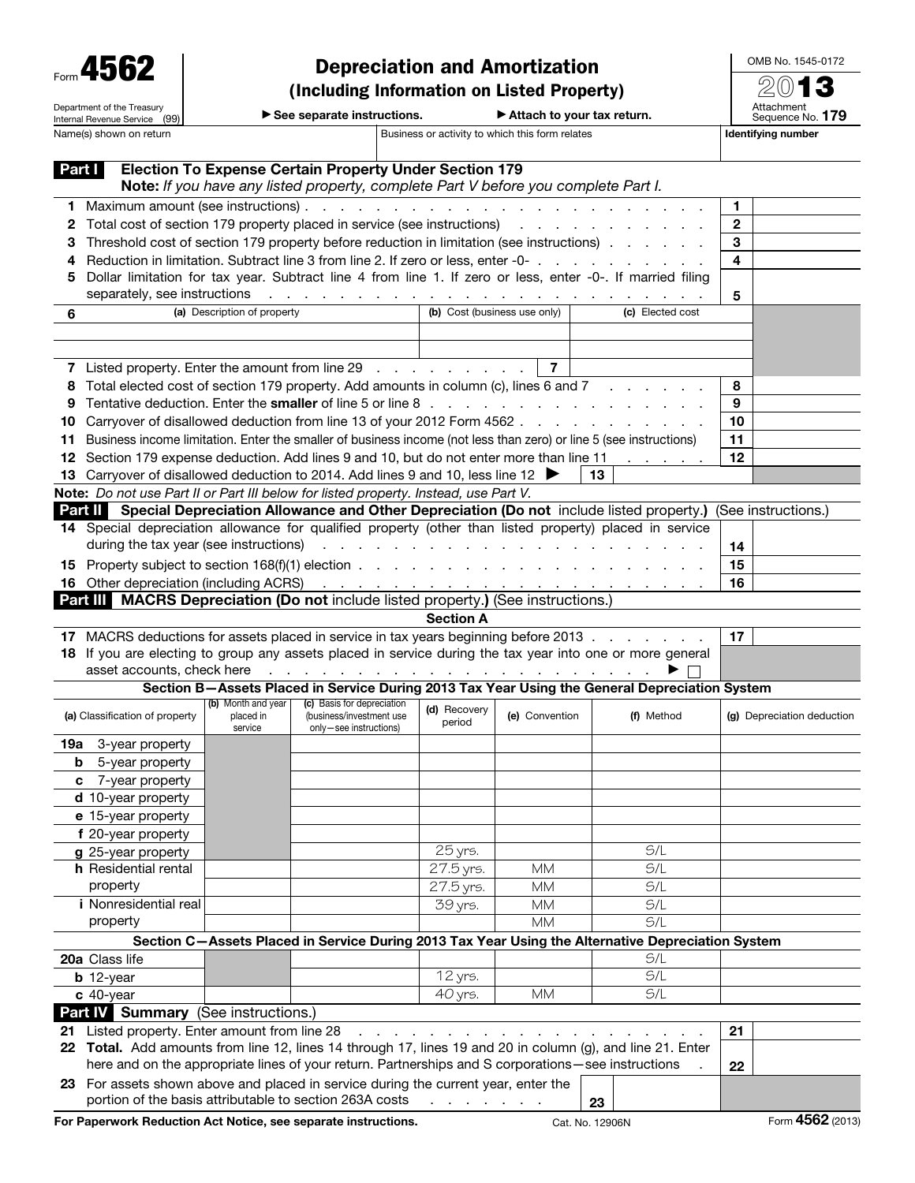Form **4562**

Department of the Treasury
Internal Revenue Service (99)

# Depreciation and Amortization
## (Including Information on Listed Property)

▶ See separate instructions. ▶ Attach to your tax return.

OMB No. 1545-0172

2013

Attachment Sequence No. **179**

| Name(s) shown on return | Business or activity to which this form relates | Identifying number |
|---|---|---|
| | | |

**Part I** **Election To Expense Certain Property Under Section 179**
**Note:** *If you have any listed property, complete Part V before you complete Part I.*

| | | | |
|---|---|---|---|
| **1** | Maximum amount (see instructions) | **1** | |
| **2** | Total cost of section 179 property placed in service (see instructions) | **2** | |
| **3** | Threshold cost of section 179 property before reduction in limitation (see instructions) | **3** | |
| **4** | Reduction in limitation. Subtract line 3 from line 2. If zero or less, enter -0- | **4** | |
| **5** | Dollar limitation for tax year. Subtract line 4 from line 1. If zero or less, enter -0-. If married filing separately, see instructions | **5** | |

| **6** | (a) Description of property | (b) Cost (business use only) | (c) Elected cost |
|---|---|---|---|
| | | | |
| | | | |
| **7** | Listed property. Enter the amount from line 29 | **7** | |

| | | | |
|---|---|---|---|
| **8** | Total elected cost of section 179 property. Add amounts in column (c), lines 6 and 7 | **8** | |
| **9** | Tentative deduction. Enter the **smaller** of line 5 or line 8 | **9** | |
| **10** | Carryover of disallowed deduction from line 13 of your 2012 Form 4562 | **10** | |
| **11** | Business income limitation. Enter the smaller of business income (not less than zero) or line 5 (see instructions) | **11** | |
| **12** | Section 179 expense deduction. Add lines 9 and 10, but do not enter more than line 11 | **12** | |
| **13** | Carryover of disallowed deduction to 2014. Add lines 9 and 10, less line 12 ▶ **13** | | |

**Note:** *Do not use Part II or Part III below for listed property. Instead, use Part V.*

**Part II** **Special Depreciation Allowance and Other Depreciation (Do not** include listed property.**)** (See instructions.)

| | | | |
|---|---|---|---|
| **14** | Special depreciation allowance for qualified property (other than listed property) placed in service during the tax year (see instructions) | **14** | |
| **15** | Property subject to section 168(f)(1) election | **15** | |
| **16** | Other depreciation (including ACRS) | **16** | |

**Part III** **MACRS Depreciation (Do not** include listed property.**)** (See instructions.)

**Section A**

| | | | |
|---|---|---|---|
| **17** | MACRS deductions for assets placed in service in tax years beginning before 2013 | **17** | |
| **18** | If you are electing to group any assets placed in service during the tax year into one or more general asset accounts, check here ▶ ☐ | | |

**Section B—Assets Placed in Service During 2013 Tax Year Using the General Depreciation System**

| (a) Classification of property | (b) Month and year placed in service | (c) Basis for depreciation (business/investment use only—see instructions) | (d) Recovery period | (e) Convention | (f) Method | (g) Depreciation deduction |
|---|---|---|---|---|---|---|
| **19a** 3-year property | | | | | | |
| **b** 5-year property | | | | | | |
| **c** 7-year property | | | | | | |
| **d** 10-year property | | | | | | |
| **e** 15-year property | | | | | | |
| **f** 20-year property | | | | | | |
| **g** 25-year property | | | 25 yrs. | | S/L | |
| **h** Residential rental property | | | 27.5 yrs. | MM | S/L | |
| | | | 27.5 yrs. | MM | S/L | |
| **i** Nonresidential real property | | | 39 yrs. | MM | S/L | |
| | | | | MM | S/L | |

**Section C—Assets Placed in Service During 2013 Tax Year Using the Alternative Depreciation System**

| (a) Classification of property | (b) Month and year placed in service | (c) Basis for depreciation | (d) Recovery period | (e) Convention | (f) Method | (g) Depreciation deduction |
|---|---|---|---|---|---|---|
| **20a** Class life | | | | | S/L | |
| **b** 12-year | | | 12 yrs. | | S/L | |
| **c** 40-year | | | 40 yrs. | MM | S/L | |

**Part IV** **Summary** (See instructions.)

| | | | |
|---|---|---|---|
| **21** | Listed property. Enter amount from line 28 | **21** | |
| **22** | **Total.** Add amounts from line 12, lines 14 through 17, lines 19 and 20 in column (g), and line 21. Enter here and on the appropriate lines of your return. Partnerships and S corporations—see instructions | **22** | |
| **23** | For assets shown above and placed in service during the current year, enter the portion of the basis attributable to section 263A costs **23** | | |

For Paperwork Reduction Act Notice, see separate instructions. Cat. No. 12906N Form **4562** (2013)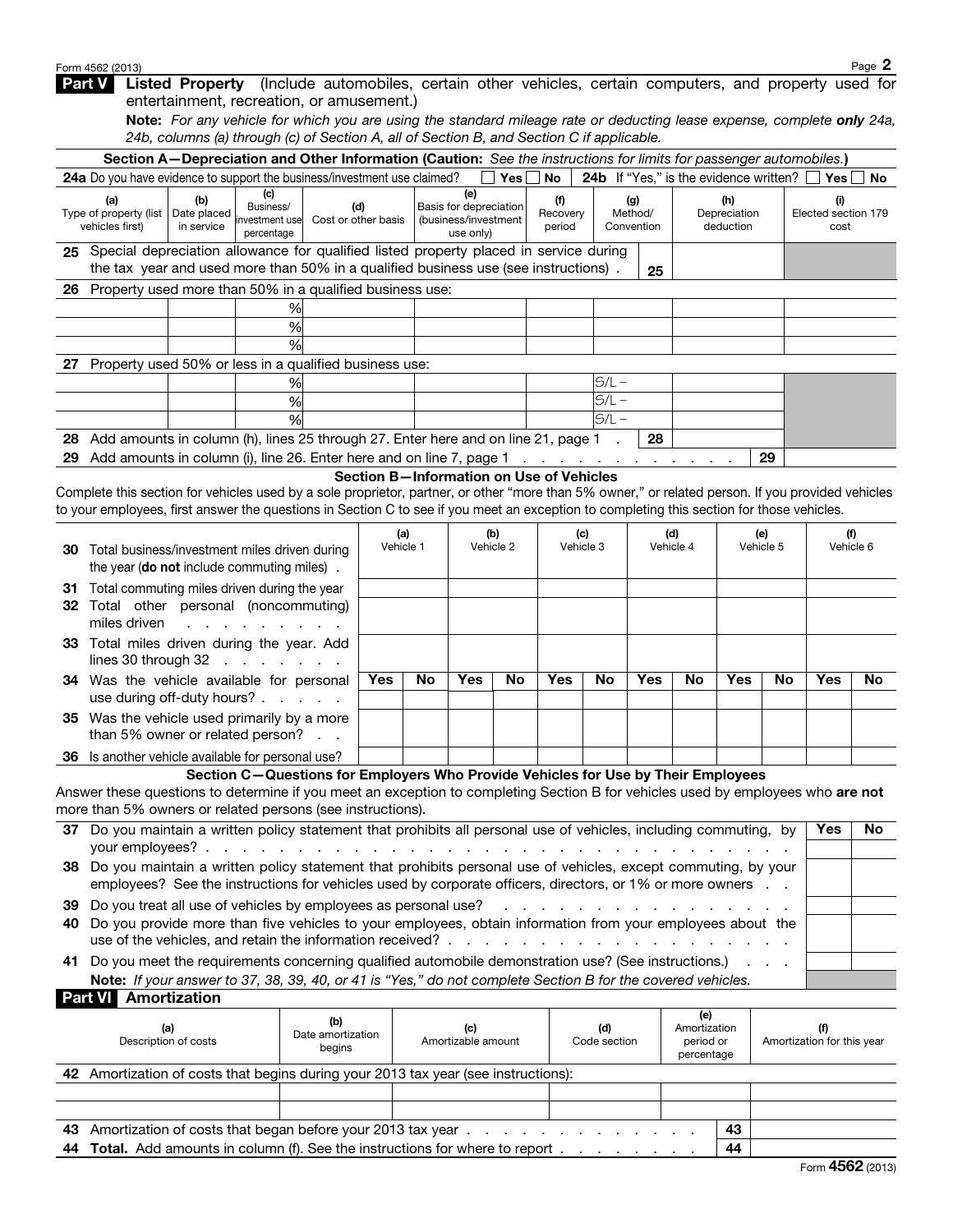## Part V Listed Property (Include automobiles, certain other vehicles, certain computers, and property used for entertainment, recreation, or amusement.)

**Note:** *For any vehicle for which you are using the standard mileage rate or deducting lease expense, complete* **only** *24a, 24b, columns (a) through (c) of Section A, all of Section B, and Section C if applicable.*

### Section A—Depreciation and Other Information (Caution: *See the instructions for limits for passenger automobiles.*)

**24a** Do you have evidence to support the business/investment use claimed? ☐ Yes ☐ No **24b** If "Yes," is the evidence written? ☐ Yes ☐ No

| (a) Type of property (list vehicles first) | (b) Date placed in service | (c) Business/ investment use percentage | (d) Cost or other basis | (e) Basis for depreciation (business/investment use only) | (f) Recovery period | (g) Method/ Convention | (h) Depreciation deduction | (i) Elected section 179 cost |
|---|---|---|---|---|---|---|---|---|
| **25** Special depreciation allowance for qualified listed property placed in service during the tax year and used more than 50% in a qualified business use (see instructions) . **25** | | | | | | | | |
| **26** Property used more than 50% in a qualified business use: | | | | | | | | |
| | | % | | | | | | |
| | | % | | | | | | |
| | | % | | | | | | |
| **27** Property used 50% or less in a qualified business use: | | | | | | | | |
| | | % | | | | S/L – | | |
| | | % | | | | S/L – | | |
| | | % | | | | S/L – | | |
| **28** Add amounts in column (h), lines 25 through 27. Enter here and on line 21, page 1 . **28** | | | | | | | | |
| **29** Add amounts in column (i), line 26. Enter here and on line 7, page 1 . . . . . . . . . . . . **29** | | | | | | | | |

### Section B—Information on Use of Vehicles

Complete this section for vehicles used by a sole proprietor, partner, or other "more than 5% owner," or related person. If you provided vehicles to your employees, first answer the questions in Section C to see if you meet an exception to completing this section for those vehicles.

| | (a) Vehicle 1 | | (b) Vehicle 2 | | (c) Vehicle 3 | | (d) Vehicle 4 | | (e) Vehicle 5 | | (f) Vehicle 6 | |
|---|---|---|---|---|---|---|---|---|---|---|---|---|
| **30** Total business/investment miles driven during the year (**do not** include commuting miles) . | | | | | | | | | | | | |
| **31** Total commuting miles driven during the year | | | | | | | | | | | | |
| **32** Total other personal (noncommuting) miles driven . . . . . . . . . . | | | | | | | | | | | | |
| **33** Total miles driven during the year. Add lines 30 through 32 . . . . . . . . | | | | | | | | | | | | |
| | **Yes** | **No** | **Yes** | **No** | **Yes** | **No** | **Yes** | **No** | **Yes** | **No** | **Yes** | **No** |
| **34** Was the vehicle available for personal use during off-duty hours? . . . . . | | | | | | | | | | | | |
| **35** Was the vehicle used primarily by a more than 5% owner or related person? . . | | | | | | | | | | | | |
| **36** Is another vehicle available for personal use? | | | | | | | | | | | | |

### Section C—Questions for Employers Who Provide Vehicles for Use by Their Employees

Answer these questions to determine if you meet an exception to completing Section B for vehicles used by employees who **are not** more than 5% owners or related persons (see instructions).

| | Yes | No |
|---|---|---|
| **37** Do you maintain a written policy statement that prohibits all personal use of vehicles, including commuting, by your employees? . . . . . . . . . . . . . . . . . . . . . . . . . . . . . . . . . | | |
| **38** Do you maintain a written policy statement that prohibits personal use of vehicles, except commuting, by your employees? See the instructions for vehicles used by corporate officers, directors, or 1% or more owners . . | | |
| **39** Do you treat all use of vehicles by employees as personal use? . . . . . . . . . . . . . . . . | | |
| **40** Do you provide more than five vehicles to your employees, obtain information from your employees about the use of the vehicles, and retain the information received? . . . . . . . . . . . . . . . . . . . . . | | |
| **41** Do you meet the requirements concerning qualified automobile demonstration use? (See instructions.) . . . | | |
| **Note:** *If your answer to 37, 38, 39, 40, or 41 is "Yes," do not complete Section B for the covered vehicles.* | | |

## Part VI Amortization

| (a) Description of costs | (b) Date amortization begins | (c) Amortizable amount | (d) Code section | (e) Amortization period or percentage | (f) Amortization for this year |
|---|---|---|---|---|---|
| **42** Amortization of costs that begins during your 2013 tax year (see instructions): | | | | | |
| | | | | | |
| | | | | | |
| **43** Amortization of costs that began before your 2013 tax year . . . . . . . . . . . . . . . | | | | **43** | |
| **44** **Total.** Add amounts in column (f). See the instructions for where to report . . . . . . . . | | | | **44** | |

Form **4562** (2013)